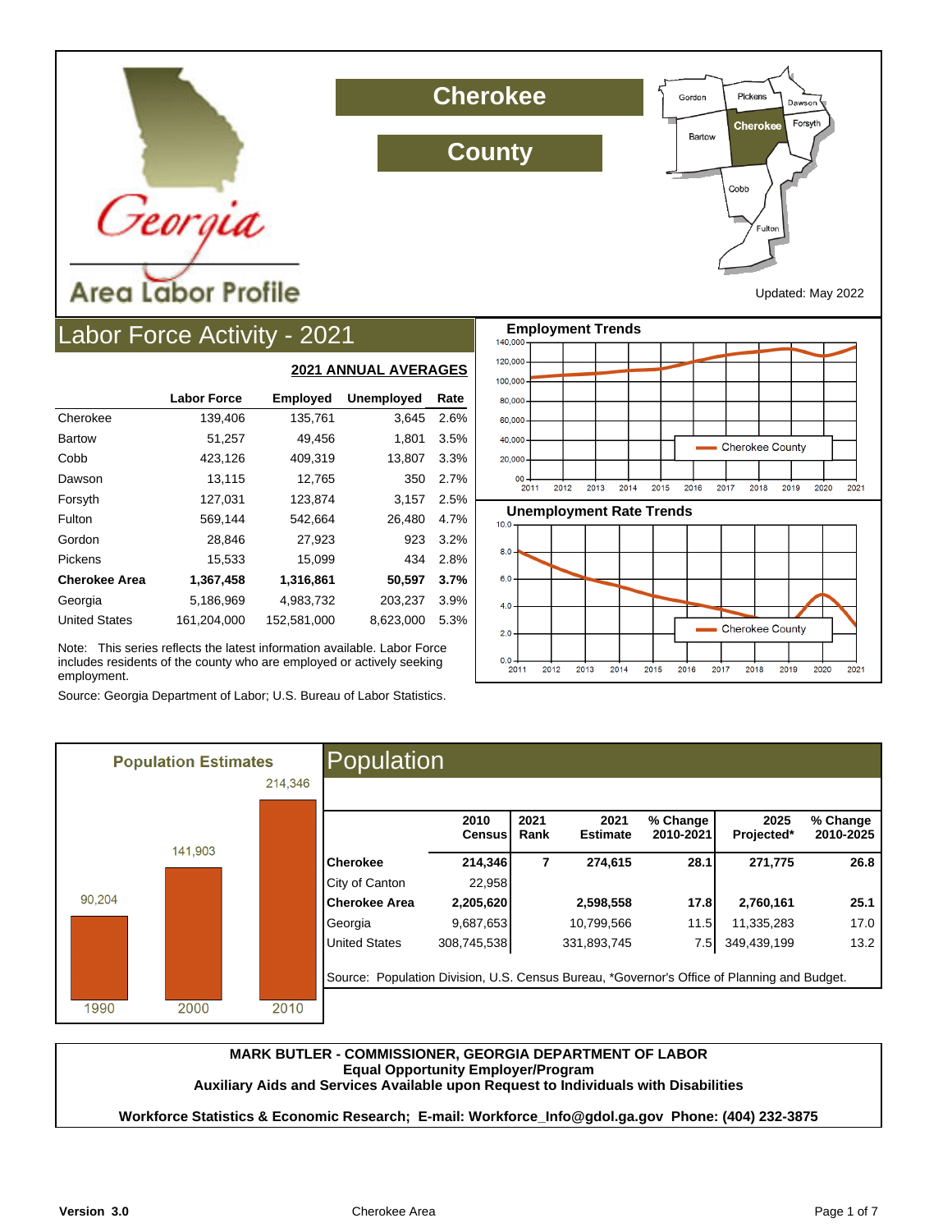# Georgia Area Labor Profile

# Cherokee County

Updated: May 2022

## Labor Force Activity - 2021

**2021 ANNUAL AVERAGES**

| | Labor Force | Employed | Unemployed | Rate |
|---|---|---|---|---|
| Cherokee | 139,406 | 135,761 | 3,645 | 2.6% |
| Bartow | 51,257 | 49,456 | 1,801 | 3.5% |
| Cobb | 423,126 | 409,319 | 13,807 | 3.3% |
| Dawson | 13,115 | 12,765 | 350 | 2.7% |
| Forsyth | 127,031 | 123,874 | 3,157 | 2.5% |
| Fulton | 569,144 | 542,664 | 26,480 | 4.7% |
| Gordon | 28,846 | 27,923 | 923 | 3.2% |
| Pickens | 15,533 | 15,099 | 434 | 2.8% |
| **Cherokee Area** | **1,367,458** | **1,316,861** | **50,597** | **3.7%** |
| Georgia | 5,186,969 | 4,983,732 | 203,237 | 3.9% |
| United States | 161,204,000 | 152,581,000 | 8,623,000 | 5.3% |

Note: This series reflects the latest information available. Labor Force includes residents of the county who are employed or actively seeking employment.

Source: Georgia Department of Labor; U.S. Bureau of Labor Statistics.

**Employment Trends**

**Unemployment Rate Trends**

## Population

**Population Estimates**

| 1990 | 2000 | 2010 |
|---|---|---|
| 90,204 | 141,903 | 214,346 |

| | 2010 Census | 2021 Rank | 2021 Estimate | % Change 2010-2021 | 2025 Projected* | % Change 2010-2025 |
|---|---|---|---|---|---|---|
| **Cherokee** | **214,346** | **7** | **274,615** | **28.1** | **271,775** | **26.8** |
| City of Canton | 22,958 | | | | | |
| **Cherokee Area** | **2,205,620** | | **2,598,558** | **17.8** | **2,760,161** | **25.1** |
| Georgia | 9,687,653 | | 10,799,566 | 11.5 | 11,335,283 | 17.0 |
| United States | 308,745,538 | | 331,893,745 | 7.5 | 349,439,199 | 13.2 |

Source: Population Division, U.S. Census Bureau, *Governor's Office of Planning and Budget.

**MARK BUTLER - COMMISSIONER, GEORGIA DEPARTMENT OF LABOR**
**Equal Opportunity Employer/Program**
**Auxiliary Aids and Services Available upon Request to Individuals with Disabilities**

**Workforce Statistics & Economic Research; E-mail: Workforce_Info@gdol.ga.gov Phone: (404) 232-3875**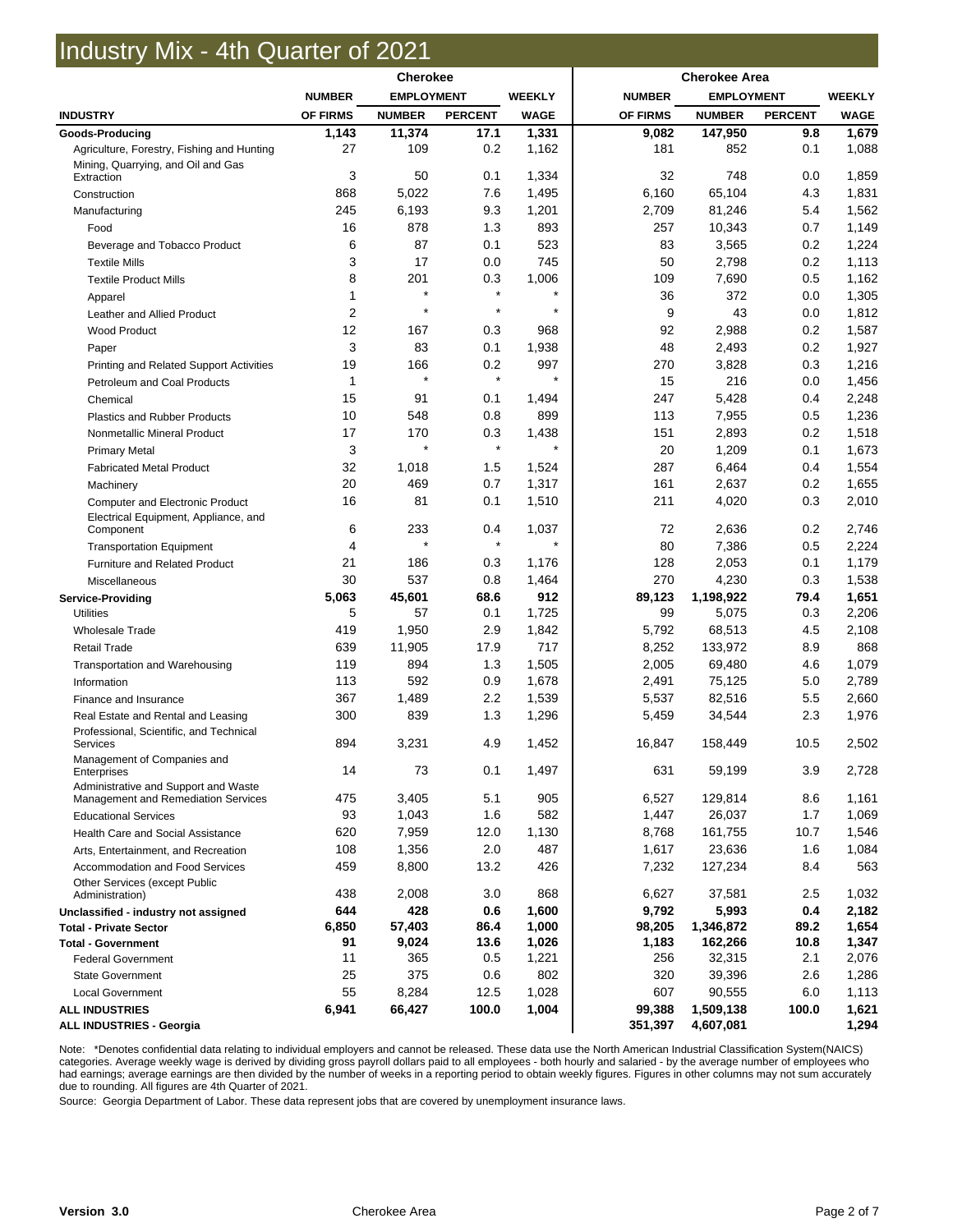# Industry Mix - 4th Quarter of 2021

| INDUSTRY | Cherokee | | | | Cherokee Area | | | |
|---|---|---|---|---|---|---|---|---|
| | NUMBER OF FIRMS | EMPLOYMENT NUMBER | EMPLOYMENT PERCENT | WEEKLY WAGE | NUMBER OF FIRMS | EMPLOYMENT NUMBER | EMPLOYMENT PERCENT | WEEKLY WAGE |
| **Goods-Producing** | **1,143** | **11,374** | **17.1** | **1,331** | **9,082** | **147,950** | **9.8** | **1,679** |
| Agriculture, Forestry, Fishing and Hunting | 27 | 109 | 0.2 | 1,162 | 181 | 852 | 0.1 | 1,088 |
| Mining, Quarrying, and Oil and Gas Extraction | 3 | 50 | 0.1 | 1,334 | 32 | 748 | 0.0 | 1,859 |
| Construction | 868 | 5,022 | 7.6 | 1,495 | 6,160 | 65,104 | 4.3 | 1,831 |
| Manufacturing | 245 | 6,193 | 9.3 | 1,201 | 2,709 | 81,246 | 5.4 | 1,562 |
| Food | 16 | 878 | 1.3 | 893 | 257 | 10,343 | 0.7 | 1,149 |
| Beverage and Tobacco Product | 6 | 87 | 0.1 | 523 | 83 | 3,565 | 0.2 | 1,224 |
| Textile Mills | 3 | 17 | 0.0 | 745 | 50 | 2,798 | 0.2 | 1,113 |
| Textile Product Mills | 8 | 201 | 0.3 | 1,006 | 109 | 7,690 | 0.5 | 1,162 |
| Apparel | 1 | * | * | * | 36 | 372 | 0.0 | 1,305 |
| Leather and Allied Product | 2 | * | * | * | 9 | 43 | 0.0 | 1,812 |
| Wood Product | 12 | 167 | 0.3 | 968 | 92 | 2,988 | 0.2 | 1,587 |
| Paper | 3 | 83 | 0.1 | 1,938 | 48 | 2,493 | 0.2 | 1,927 |
| Printing and Related Support Activities | 19 | 166 | 0.2 | 997 | 270 | 3,828 | 0.3 | 1,216 |
| Petroleum and Coal Products | 1 | * | * | * | 15 | 216 | 0.0 | 1,456 |
| Chemical | 15 | 91 | 0.1 | 1,494 | 247 | 5,428 | 0.4 | 2,248 |
| Plastics and Rubber Products | 10 | 548 | 0.8 | 899 | 113 | 7,955 | 0.5 | 1,236 |
| Nonmetallic Mineral Product | 17 | 170 | 0.3 | 1,438 | 151 | 2,893 | 0.2 | 1,518 |
| Primary Metal | 3 | * | * | * | 20 | 1,209 | 0.1 | 1,673 |
| Fabricated Metal Product | 32 | 1,018 | 1.5 | 1,524 | 287 | 6,464 | 0.4 | 1,554 |
| Machinery | 20 | 469 | 0.7 | 1,317 | 161 | 2,637 | 0.2 | 1,655 |
| Computer and Electronic Product | 16 | 81 | 0.1 | 1,510 | 211 | 4,020 | 0.3 | 2,010 |
| Electrical Equipment, Appliance, and Component | 6 | 233 | 0.4 | 1,037 | 72 | 2,636 | 0.2 | 2,746 |
| Transportation Equipment | 4 | * | * | * | 80 | 7,386 | 0.5 | 2,224 |
| Furniture and Related Product | 21 | 186 | 0.3 | 1,176 | 128 | 2,053 | 0.1 | 1,179 |
| Miscellaneous | 30 | 537 | 0.8 | 1,464 | 270 | 4,230 | 0.3 | 1,538 |
| **Service-Providing** | **5,063** | **45,601** | **68.6** | **912** | **89,123** | **1,198,922** | **79.4** | **1,651** |
| Utilities | 5 | 57 | 0.1 | 1,725 | 99 | 5,075 | 0.3 | 2,206 |
| Wholesale Trade | 419 | 1,950 | 2.9 | 1,842 | 5,792 | 68,513 | 4.5 | 2,108 |
| Retail Trade | 639 | 11,905 | 17.9 | 717 | 8,252 | 133,972 | 8.9 | 868 |
| Transportation and Warehousing | 119 | 894 | 1.3 | 1,505 | 2,005 | 69,480 | 4.6 | 1,079 |
| Information | 113 | 592 | 0.9 | 1,678 | 2,491 | 75,125 | 5.0 | 2,789 |
| Finance and Insurance | 367 | 1,489 | 2.2 | 1,539 | 5,537 | 82,516 | 5.5 | 2,660 |
| Real Estate and Rental and Leasing | 300 | 839 | 1.3 | 1,296 | 5,459 | 34,544 | 2.3 | 1,976 |
| Professional, Scientific, and Technical Services | 894 | 3,231 | 4.9 | 1,452 | 16,847 | 158,449 | 10.5 | 2,502 |
| Management of Companies and Enterprises | 14 | 73 | 0.1 | 1,497 | 631 | 59,199 | 3.9 | 2,728 |
| Administrative and Support and Waste Management and Remediation Services | 475 | 3,405 | 5.1 | 905 | 6,527 | 129,814 | 8.6 | 1,161 |
| Educational Services | 93 | 1,043 | 1.6 | 582 | 1,447 | 26,037 | 1.7 | 1,069 |
| Health Care and Social Assistance | 620 | 7,959 | 12.0 | 1,130 | 8,768 | 161,755 | 10.7 | 1,546 |
| Arts, Entertainment, and Recreation | 108 | 1,356 | 2.0 | 487 | 1,617 | 23,636 | 1.6 | 1,084 |
| Accommodation and Food Services | 459 | 8,800 | 13.2 | 426 | 7,232 | 127,234 | 8.4 | 563 |
| Other Services (except Public Administration) | 438 | 2,008 | 3.0 | 868 | 6,627 | 37,581 | 2.5 | 1,032 |
| **Unclassified - industry not assigned** | **644** | **428** | **0.6** | **1,600** | **9,792** | **5,993** | **0.4** | **2,182** |
| **Total - Private Sector** | **6,850** | **57,403** | **86.4** | **1,000** | **98,205** | **1,346,872** | **89.2** | **1,654** |
| **Total - Government** | **91** | **9,024** | **13.6** | **1,026** | **1,183** | **162,266** | **10.8** | **1,347** |
| Federal Government | 11 | 365 | 0.5 | 1,221 | 256 | 32,315 | 2.1 | 2,076 |
| State Government | 25 | 375 | 0.6 | 802 | 320 | 39,396 | 2.6 | 1,286 |
| Local Government | 55 | 8,284 | 12.5 | 1,028 | 607 | 90,555 | 6.0 | 1,113 |
| **ALL INDUSTRIES** | **6,941** | **66,427** | **100.0** | **1,004** | **99,388** | **1,509,138** | **100.0** | **1,621** |
| **ALL INDUSTRIES - Georgia** | | | | | **351,397** | **4,607,081** | | **1,294** |

Note: *Denotes confidential data relating to individual employers and cannot be released. These data use the North American Industrial Classification System(NAICS) categories. Average weekly wage is derived by dividing gross payroll dollars paid to all employees - both hourly and salaried - by the average number of employees who had earnings; average earnings are then divided by the number of weeks in a reporting period to obtain weekly figures. Figures in other columns may not sum accurately due to rounding. All figures are 4th Quarter of 2021.

Source: Georgia Department of Labor. These data represent jobs that are covered by unemployment insurance laws.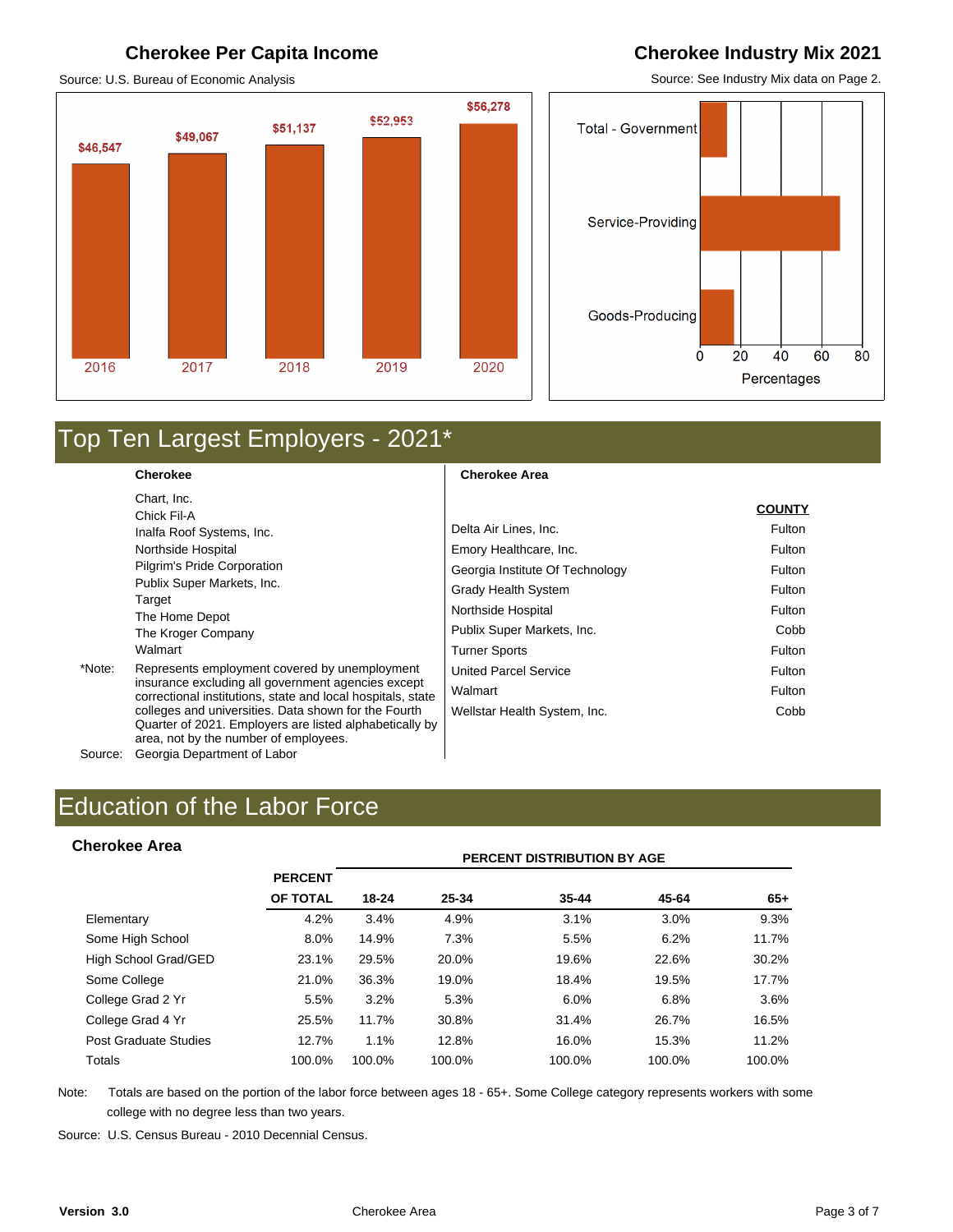## Cherokee Per Capita Income

Source: U.S. Bureau of Economic Analysis

| Year | Per Capita Income |
|---|---|
| 2016 | $46,547 |
| 2017 | $49,067 |
| 2018 | $51,137 |
| 2019 | $52,953 |
| 2020 | $56,278 |

## Cherokee Industry Mix 2021

Source: See Industry Mix data on Page 2.

Total - Government

Service-Providing

Goods-Producing

0 20 40 60 80

Percentages

# Top Ten Largest Employers - 2021*

**Cherokee**

Chart, Inc.
Chick Fil-A
Inalfa Roof Systems, Inc.
Northside Hospital
Pilgrim's Pride Corporation
Publix Super Markets, Inc.
Target
The Home Depot
The Kroger Company
Walmart

*Note: Represents employment covered by unemployment insurance excluding all government agencies except correctional institutions, state and local hospitals, state colleges and universities. Data shown for the Fourth Quarter of 2021. Employers are listed alphabetically by area, not by the number of employees.

Source: Georgia Department of Labor

**Cherokee Area**

| | COUNTY |
|---|---|
| Delta Air Lines, Inc. | Fulton |
| Emory Healthcare, Inc. | Fulton |
| Georgia Institute Of Technology | Fulton |
| Grady Health System | Fulton |
| Northside Hospital | Fulton |
| Publix Super Markets, Inc. | Cobb |
| Turner Sports | Fulton |
| United Parcel Service | Fulton |
| Walmart | Fulton |
| Wellstar Health System, Inc. | Cobb |

# Education of the Labor Force

### Cherokee Area

| | PERCENT OF TOTAL | PERCENT DISTRIBUTION BY AGE 18-24 | 25-34 | 35-44 | 45-64 | 65+ |
|---|---|---|---|---|---|---|
| Elementary | 4.2% | 3.4% | 4.9% | 3.1% | 3.0% | 9.3% |
| Some High School | 8.0% | 14.9% | 7.3% | 5.5% | 6.2% | 11.7% |
| High School Grad/GED | 23.1% | 29.5% | 20.0% | 19.6% | 22.6% | 30.2% |
| Some College | 21.0% | 36.3% | 19.0% | 18.4% | 19.5% | 17.7% |
| College Grad 2 Yr | 5.5% | 3.2% | 5.3% | 6.0% | 6.8% | 3.6% |
| College Grad 4 Yr | 25.5% | 11.7% | 30.8% | 31.4% | 26.7% | 16.5% |
| Post Graduate Studies | 12.7% | 1.1% | 12.8% | 16.0% | 15.3% | 11.2% |
| Totals | 100.0% | 100.0% | 100.0% | 100.0% | 100.0% | 100.0% |

Note: Totals are based on the portion of the labor force between ages 18 - 65+. Some College category represents workers with some college with no degree less than two years.

Source: U.S. Census Bureau - 2010 Decennial Census.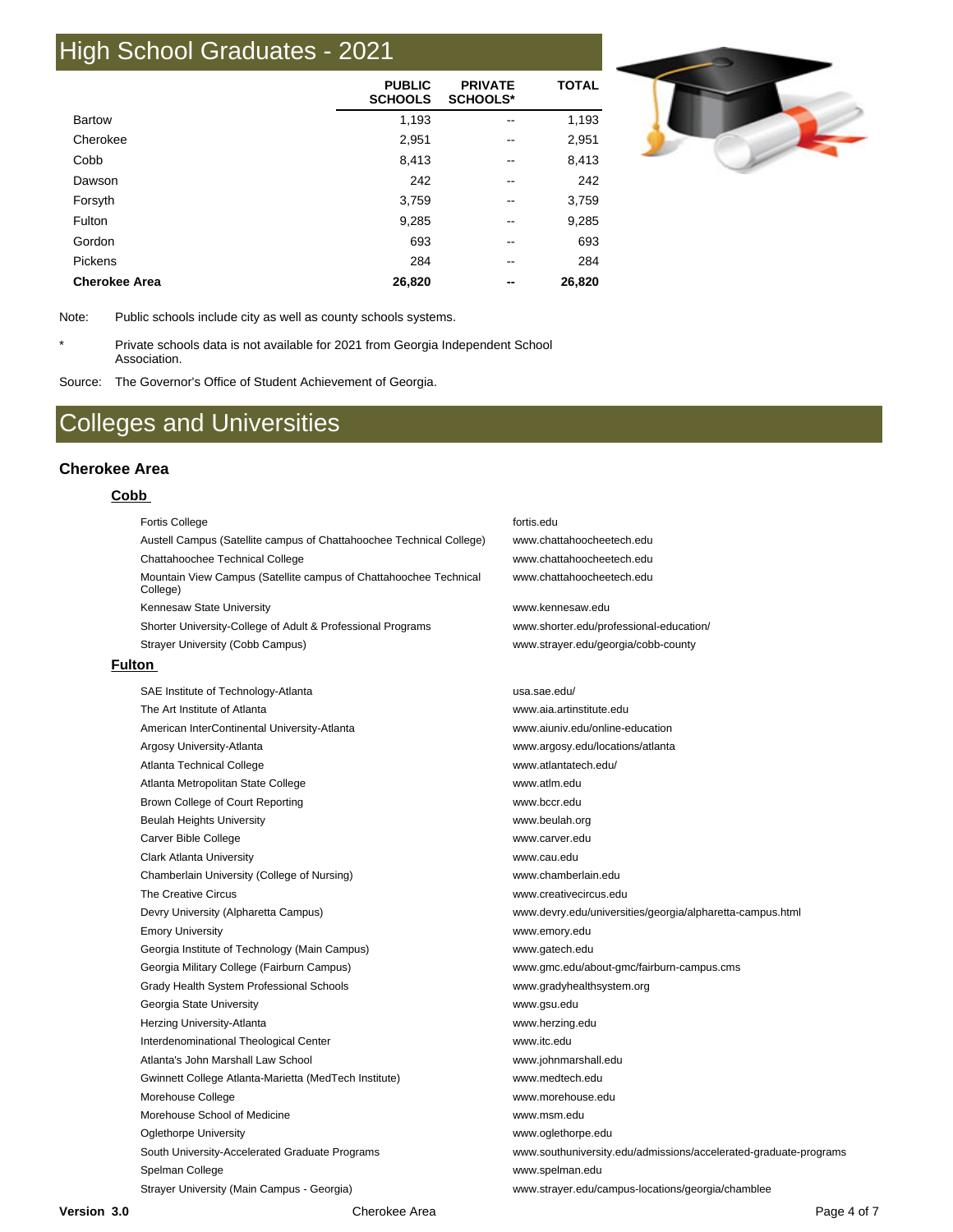# High School Graduates - 2021

| | PUBLIC SCHOOLS | PRIVATE SCHOOLS* | TOTAL |
|---|---|---|---|
| Bartow | 1,193 | -- | 1,193 |
| Cherokee | 2,951 | -- | 2,951 |
| Cobb | 8,413 | -- | 8,413 |
| Dawson | 242 | -- | 242 |
| Forsyth | 3,759 | -- | 3,759 |
| Fulton | 9,285 | -- | 9,285 |
| Gordon | 693 | -- | 693 |
| Pickens | 284 | -- | 284 |
| **Cherokee Area** | **26,820** | **--** | **26,820** |

Note: Public schools include city as well as county schools systems.

\* Private schools data is not available for 2021 from Georgia Independent School Association.

Source: The Governor's Office of Student Achievement of Georgia.

# Colleges and Universities

### Cherokee Area

**Cobb**

| | |
|---|---|
| Fortis College | fortis.edu |
| Austell Campus (Satellite campus of Chattahoochee Technical College) | www.chattahoocheetech.edu |
| Chattahoochee Technical College | www.chattahoocheetech.edu |
| Mountain View Campus (Satellite campus of Chattahoochee Technical College) | www.chattahoocheetech.edu |
| Kennesaw State University | www.kennesaw.edu |
| Shorter University-College of Adult & Professional Programs | www.shorter.edu/professional-education/ |
| Strayer University (Cobb Campus) | www.strayer.edu/georgia/cobb-county |

**Fulton**

| | |
|---|---|
| SAE Institute of Technology-Atlanta | usa.sae.edu/ |
| The Art Institute of Atlanta | www.aia.artinstitute.edu |
| American InterContinental University-Atlanta | www.aiuniv.edu/online-education |
| Argosy University-Atlanta | www.argosy.edu/locations/atlanta |
| Atlanta Technical College | www.atlantatech.edu/ |
| Atlanta Metropolitan State College | www.atlm.edu |
| Brown College of Court Reporting | www.bccr.edu |
| Beulah Heights University | www.beulah.org |
| Carver Bible College | www.carver.edu |
| Clark Atlanta University | www.cau.edu |
| Chamberlain University (College of Nursing) | www.chamberlain.edu |
| The Creative Circus | www.creativecircus.edu |
| Devry University (Alpharetta Campus) | www.devry.edu/universities/georgia/alpharetta-campus.html |
| Emory University | www.emory.edu |
| Georgia Institute of Technology (Main Campus) | www.gatech.edu |
| Georgia Military College (Fairburn Campus) | www.gmc.edu/about-gmc/fairburn-campus.cms |
| Grady Health System Professional Schools | www.gradyhealthsystem.org |
| Georgia State University | www.gsu.edu |
| Herzing University-Atlanta | www.herzing.edu |
| Interdenominational Theological Center | www.itc.edu |
| Atlanta's John Marshall Law School | www.johnmarshall.edu |
| Gwinnett College Atlanta-Marietta (MedTech Institute) | www.medtech.edu |
| Morehouse College | www.morehouse.edu |
| Morehouse School of Medicine | www.msm.edu |
| Oglethorpe University | www.oglethorpe.edu |
| South University-Accelerated Graduate Programs | www.southuniversity.edu/admissions/accelerated-graduate-programs |
| Spelman College | www.spelman.edu |
| Strayer University (Main Campus - Georgia) | www.strayer.edu/campus-locations/georgia/chamblee |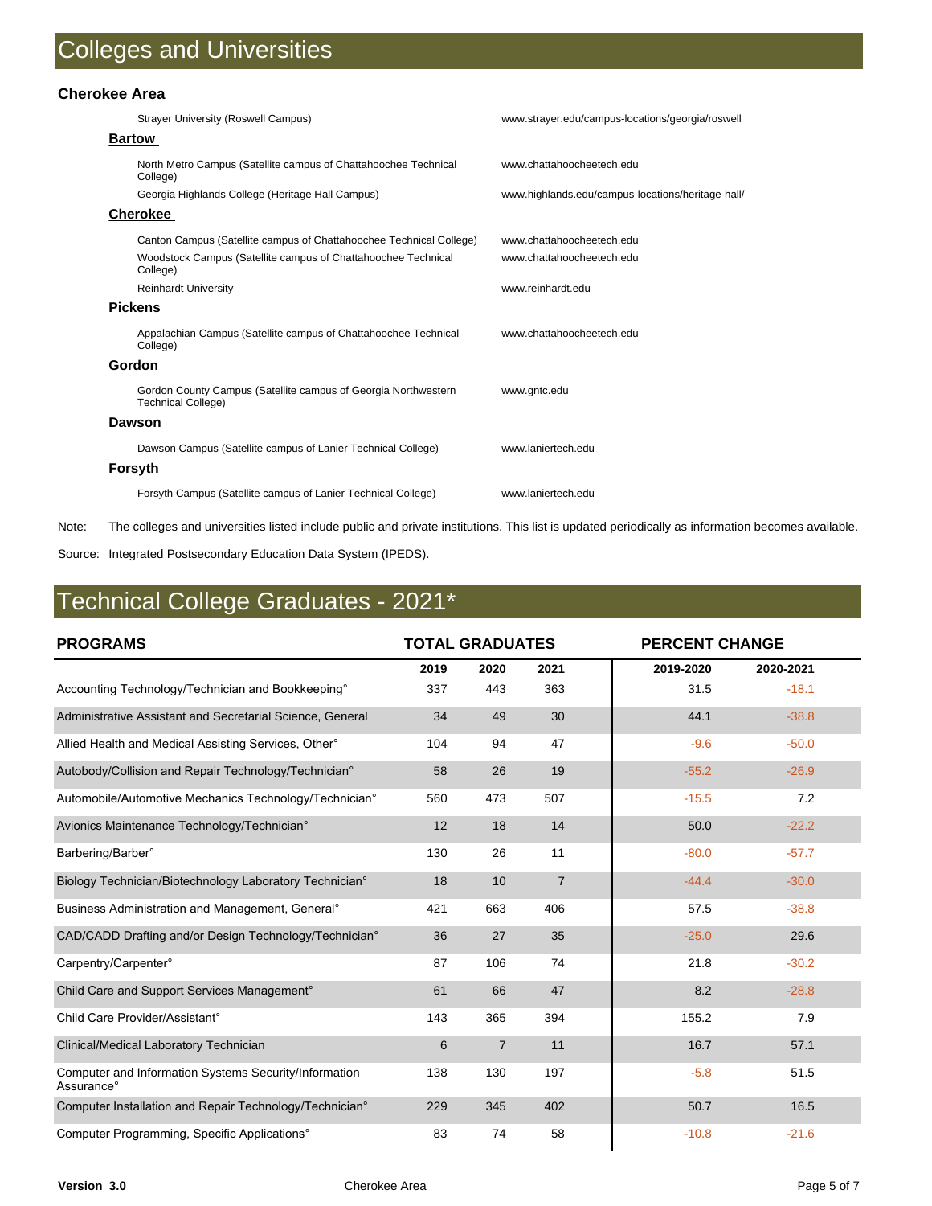# Colleges and Universities

### Cherokee Area

| | |
|---|---|
| Strayer University (Roswell Campus) | www.strayer.edu/campus-locations/georgia/roswell |

**Bartow**

| | |
|---|---|
| North Metro Campus (Satellite campus of Chattahoochee Technical College) | www.chattahoocheetech.edu |
| Georgia Highlands College (Heritage Hall Campus) | www.highlands.edu/campus-locations/heritage-hall/ |

**Cherokee**

| | |
|---|---|
| Canton Campus (Satellite campus of Chattahoochee Technical College) | www.chattahoocheetech.edu |
| Woodstock Campus (Satellite campus of Chattahoochee Technical College) | www.chattahoocheetech.edu |
| Reinhardt University | www.reinhardt.edu |

**Pickens**

| | |
|---|---|
| Appalachian Campus (Satellite campus of Chattahoochee Technical College) | www.chattahoocheetech.edu |

**Gordon**

| | |
|---|---|
| Gordon County Campus (Satellite campus of Georgia Northwestern Technical College) | www.gntc.edu |

**Dawson**

| | |
|---|---|
| Dawson Campus (Satellite campus of Lanier Technical College) | www.laniertech.edu |

**Forsyth**

| | |
|---|---|
| Forsyth Campus (Satellite campus of Lanier Technical College) | www.laniertech.edu |

Note: The colleges and universities listed include public and private institutions. This list is updated periodically as information becomes available.

Source: Integrated Postsecondary Education Data System (IPEDS).

# Technical College Graduates - 2021*

| PROGRAMS | TOTAL GRADUATES | | | PERCENT CHANGE | |
|---|---|---|---|---|---|
| | 2019 | 2020 | 2021 | 2019-2020 | 2020-2021 |
| Accounting Technology/Technician and Bookkeeping° | 337 | 443 | 363 | 31.5 | -18.1 |
| Administrative Assistant and Secretarial Science, General | 34 | 49 | 30 | 44.1 | -38.8 |
| Allied Health and Medical Assisting Services, Other° | 104 | 94 | 47 | -9.6 | -50.0 |
| Autobody/Collision and Repair Technology/Technician° | 58 | 26 | 19 | -55.2 | -26.9 |
| Automobile/Automotive Mechanics Technology/Technician° | 560 | 473 | 507 | -15.5 | 7.2 |
| Avionics Maintenance Technology/Technician° | 12 | 18 | 14 | 50.0 | -22.2 |
| Barbering/Barber° | 130 | 26 | 11 | -80.0 | -57.7 |
| Biology Technician/Biotechnology Laboratory Technician° | 18 | 10 | 7 | -44.4 | -30.0 |
| Business Administration and Management, General° | 421 | 663 | 406 | 57.5 | -38.8 |
| CAD/CADD Drafting and/or Design Technology/Technician° | 36 | 27 | 35 | -25.0 | 29.6 |
| Carpentry/Carpenter° | 87 | 106 | 74 | 21.8 | -30.2 |
| Child Care and Support Services Management° | 61 | 66 | 47 | 8.2 | -28.8 |
| Child Care Provider/Assistant° | 143 | 365 | 394 | 155.2 | 7.9 |
| Clinical/Medical Laboratory Technician | 6 | 7 | 11 | 16.7 | 57.1 |
| Computer and Information Systems Security/Information Assurance° | 138 | 130 | 197 | -5.8 | 51.5 |
| Computer Installation and Repair Technology/Technician° | 229 | 345 | 402 | 50.7 | 16.5 |
| Computer Programming, Specific Applications° | 83 | 74 | 58 | -10.8 | -21.6 |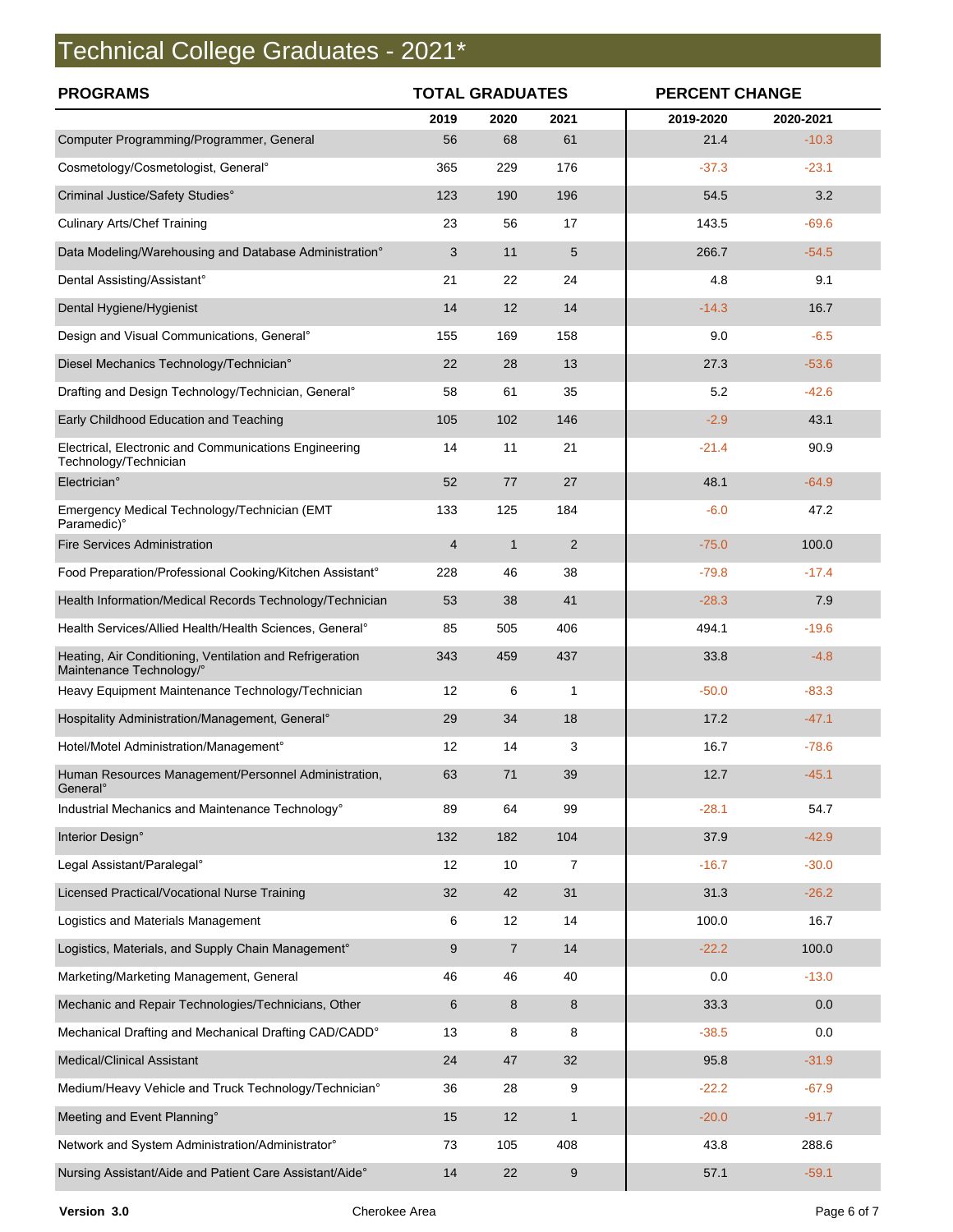# Technical College Graduates - 2021*

| PROGRAMS | TOTAL GRADUATES | | | PERCENT CHANGE | |
|---|---|---|---|---|---|
| | 2019 | 2020 | 2021 | 2019-2020 | 2020-2021 |
| Computer Programming/Programmer, General | 56 | 68 | 61 | 21.4 | -10.3 |
| Cosmetology/Cosmetologist, General° | 365 | 229 | 176 | -37.3 | -23.1 |
| Criminal Justice/Safety Studies° | 123 | 190 | 196 | 54.5 | 3.2 |
| Culinary Arts/Chef Training | 23 | 56 | 17 | 143.5 | -69.6 |
| Data Modeling/Warehousing and Database Administration° | 3 | 11 | 5 | 266.7 | -54.5 |
| Dental Assisting/Assistant° | 21 | 22 | 24 | 4.8 | 9.1 |
| Dental Hygiene/Hygienist | 14 | 12 | 14 | -14.3 | 16.7 |
| Design and Visual Communications, General° | 155 | 169 | 158 | 9.0 | -6.5 |
| Diesel Mechanics Technology/Technician° | 22 | 28 | 13 | 27.3 | -53.6 |
| Drafting and Design Technology/Technician, General° | 58 | 61 | 35 | 5.2 | -42.6 |
| Early Childhood Education and Teaching | 105 | 102 | 146 | -2.9 | 43.1 |
| Electrical, Electronic and Communications Engineering Technology/Technician | 14 | 11 | 21 | -21.4 | 90.9 |
| Electrician° | 52 | 77 | 27 | 48.1 | -64.9 |
| Emergency Medical Technology/Technician (EMT Paramedic)° | 133 | 125 | 184 | -6.0 | 47.2 |
| Fire Services Administration | 4 | 1 | 2 | -75.0 | 100.0 |
| Food Preparation/Professional Cooking/Kitchen Assistant° | 228 | 46 | 38 | -79.8 | -17.4 |
| Health Information/Medical Records Technology/Technician | 53 | 38 | 41 | -28.3 | 7.9 |
| Health Services/Allied Health/Health Sciences, General° | 85 | 505 | 406 | 494.1 | -19.6 |
| Heating, Air Conditioning, Ventilation and Refrigeration Maintenance Technology/° | 343 | 459 | 437 | 33.8 | -4.8 |
| Heavy Equipment Maintenance Technology/Technician | 12 | 6 | 1 | -50.0 | -83.3 |
| Hospitality Administration/Management, General° | 29 | 34 | 18 | 17.2 | -47.1 |
| Hotel/Motel Administration/Management° | 12 | 14 | 3 | 16.7 | -78.6 |
| Human Resources Management/Personnel Administration, General° | 63 | 71 | 39 | 12.7 | -45.1 |
| Industrial Mechanics and Maintenance Technology° | 89 | 64 | 99 | -28.1 | 54.7 |
| Interior Design° | 132 | 182 | 104 | 37.9 | -42.9 |
| Legal Assistant/Paralegal° | 12 | 10 | 7 | -16.7 | -30.0 |
| Licensed Practical/Vocational Nurse Training | 32 | 42 | 31 | 31.3 | -26.2 |
| Logistics and Materials Management | 6 | 12 | 14 | 100.0 | 16.7 |
| Logistics, Materials, and Supply Chain Management° | 9 | 7 | 14 | -22.2 | 100.0 |
| Marketing/Marketing Management, General | 46 | 46 | 40 | 0.0 | -13.0 |
| Mechanic and Repair Technologies/Technicians, Other | 6 | 8 | 8 | 33.3 | 0.0 |
| Mechanical Drafting and Mechanical Drafting CAD/CADD° | 13 | 8 | 8 | -38.5 | 0.0 |
| Medical/Clinical Assistant | 24 | 47 | 32 | 95.8 | -31.9 |
| Medium/Heavy Vehicle and Truck Technology/Technician° | 36 | 28 | 9 | -22.2 | -67.9 |
| Meeting and Event Planning° | 15 | 12 | 1 | -20.0 | -91.7 |
| Network and System Administration/Administrator° | 73 | 105 | 408 | 43.8 | 288.6 |
| Nursing Assistant/Aide and Patient Care Assistant/Aide° | 14 | 22 | 9 | 57.1 | -59.1 |

**Version 3.0** Cherokee Area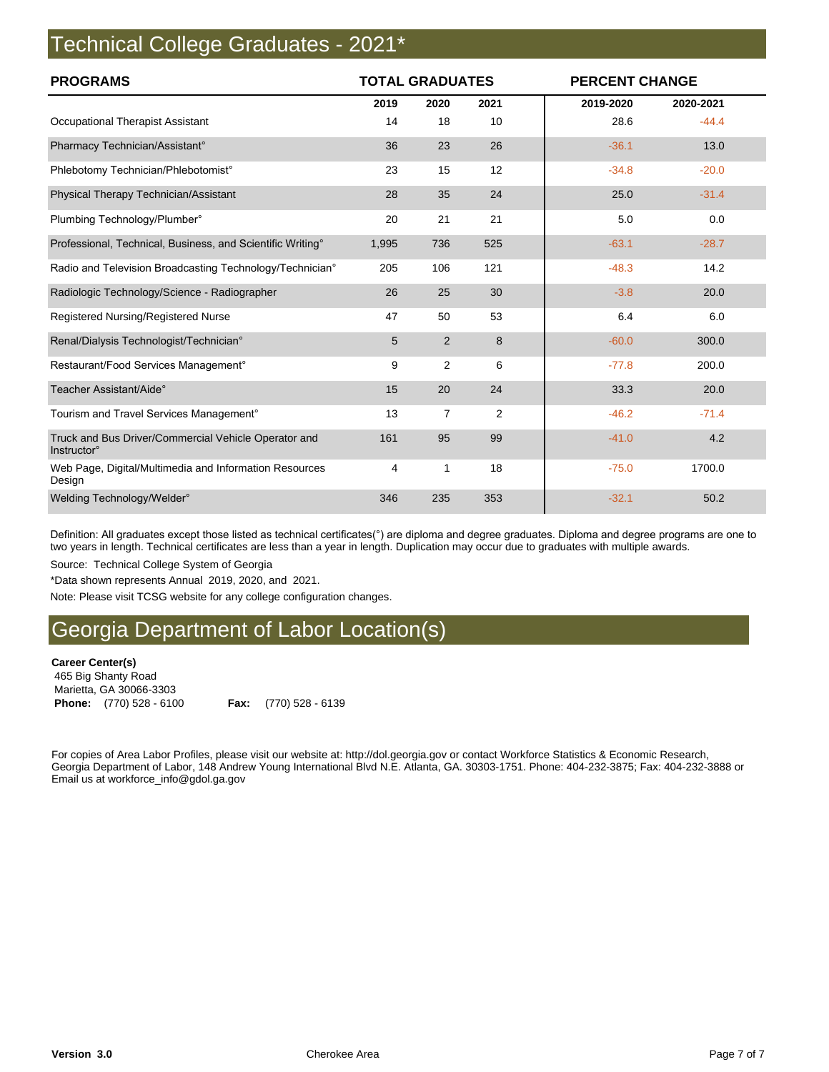# Technical College Graduates - 2021*

| PROGRAMS | TOTAL GRADUATES | | | PERCENT CHANGE | |
|---|---|---|---|---|---|
| | 2019 | 2020 | 2021 | 2019-2020 | 2020-2021 |
| Occupational Therapist Assistant | 14 | 18 | 10 | 28.6 | -44.4 |
| Pharmacy Technician/Assistant° | 36 | 23 | 26 | -36.1 | 13.0 |
| Phlebotomy Technician/Phlebotomist° | 23 | 15 | 12 | -34.8 | -20.0 |
| Physical Therapy Technician/Assistant | 28 | 35 | 24 | 25.0 | -31.4 |
| Plumbing Technology/Plumber° | 20 | 21 | 21 | 5.0 | 0.0 |
| Professional, Technical, Business, and Scientific Writing° | 1,995 | 736 | 525 | -63.1 | -28.7 |
| Radio and Television Broadcasting Technology/Technician° | 205 | 106 | 121 | -48.3 | 14.2 |
| Radiologic Technology/Science - Radiographer | 26 | 25 | 30 | -3.8 | 20.0 |
| Registered Nursing/Registered Nurse | 47 | 50 | 53 | 6.4 | 6.0 |
| Renal/Dialysis Technologist/Technician° | 5 | 2 | 8 | -60.0 | 300.0 |
| Restaurant/Food Services Management° | 9 | 2 | 6 | -77.8 | 200.0 |
| Teacher Assistant/Aide° | 15 | 20 | 24 | 33.3 | 20.0 |
| Tourism and Travel Services Management° | 13 | 7 | 2 | -46.2 | -71.4 |
| Truck and Bus Driver/Commercial Vehicle Operator and Instructor° | 161 | 95 | 99 | -41.0 | 4.2 |
| Web Page, Digital/Multimedia and Information Resources Design | 4 | 1 | 18 | -75.0 | 1700.0 |
| Welding Technology/Welder° | 346 | 235 | 353 | -32.1 | 50.2 |

Definition: All graduates except those listed as technical certificates(°) are diploma and degree graduates. Diploma and degree programs are one to two years in length. Technical certificates are less than a year in length. Duplication may occur due to graduates with multiple awards.

Source: Technical College System of Georgia

*Data shown represents Annual 2019, 2020, and 2021.

Note: Please visit TCSG website for any college configuration changes.

# Georgia Department of Labor Location(s)

**Career Center(s)**
465 Big Shanty Road
Marietta, GA 30066-3303
**Phone:** (770) 528 - 6100 **Fax:** (770) 528 - 6139

For copies of Area Labor Profiles, please visit our website at: http://dol.georgia.gov or contact Workforce Statistics & Economic Research, Georgia Department of Labor, 148 Andrew Young International Blvd N.E. Atlanta, GA. 30303-1751. Phone: 404-232-3875; Fax: 404-232-3888 or Email us at workforce_info@gdol.ga.gov